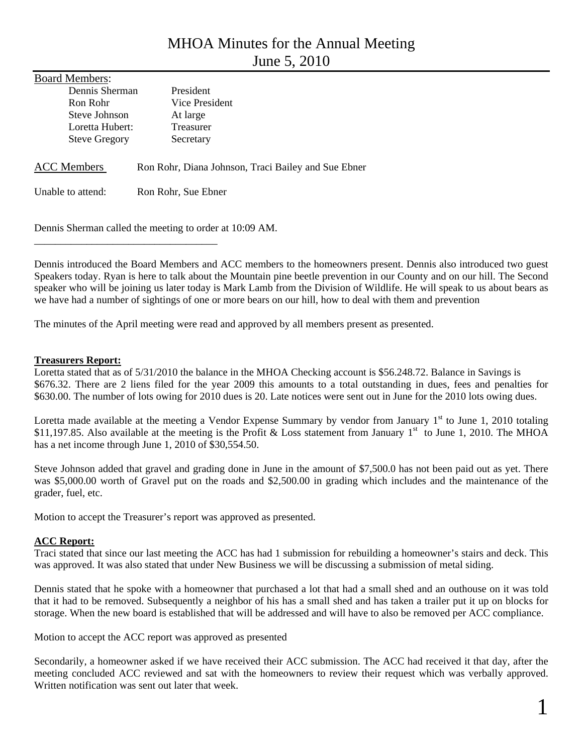# MHOA Minutes for the Annual Meeting
June 5, 2010

Board Members:

| | |
|---|---|
| Dennis Sherman | President |
| Ron Rohr | Vice President |
| Steve Johnson | At large |
| Loretta Hubert: | Treasurer |
| Steve Gregory | Secretary |

ACC Members Ron Rohr, Diana Johnson, Traci Bailey and Sue Ebner

Unable to attend: Ron Rohr, Sue Ebner

Dennis Sherman called the meeting to order at 10:09 AM.

---

Dennis introduced the Board Members and ACC members to the homeowners present. Dennis also introduced two guest Speakers today. Ryan is here to talk about the Mountain pine beetle prevention in our County and on our hill. The Second speaker who will be joining us later today is Mark Lamb from the Division of Wildlife. He will speak to us about bears as we have had a number of sightings of one or more bears on our hill, how to deal with them and prevention

The minutes of the April meeting were read and approved by all members present as presented.

**Treasurers Report:**

Loretta stated that as of 5/31/2010 the balance in the MHOA Checking account is $56.248.72. Balance in Savings is $676.32. There are 2 liens filed for the year 2009 this amounts to a total outstanding in dues, fees and penalties for $630.00. The number of lots owing for 2010 dues is 20. Late notices were sent out in June for the 2010 lots owing dues.

Loretta made available at the meeting a Vendor Expense Summary by vendor from January 1st to June 1, 2010 totaling $11,197.85. Also available at the meeting is the Profit & Loss statement from January 1st to June 1, 2010. The MHOA has a net income through June 1, 2010 of $30,554.50.

Steve Johnson added that gravel and grading done in June in the amount of $7,500.0 has not been paid out as yet. There was $5,000.00 worth of Gravel put on the roads and $2,500.00 in grading which includes and the maintenance of the grader, fuel, etc.

Motion to accept the Treasurer's report was approved as presented.

**ACC Report:**

Traci stated that since our last meeting the ACC has had 1 submission for rebuilding a homeowner's stairs and deck. This was approved. It was also stated that under New Business we will be discussing a submission of metal siding.

Dennis stated that he spoke with a homeowner that purchased a lot that had a small shed and an outhouse on it was told that it had to be removed. Subsequently a neighbor of his has a small shed and has taken a trailer put it up on blocks for storage. When the new board is established that will be addressed and will have to also be removed per ACC compliance.

Motion to accept the ACC report was approved as presented

Secondarily, a homeowner asked if we have received their ACC submission. The ACC had received it that day, after the meeting concluded ACC reviewed and sat with the homeowners to review their request which was verbally approved. Written notification was sent out later that week.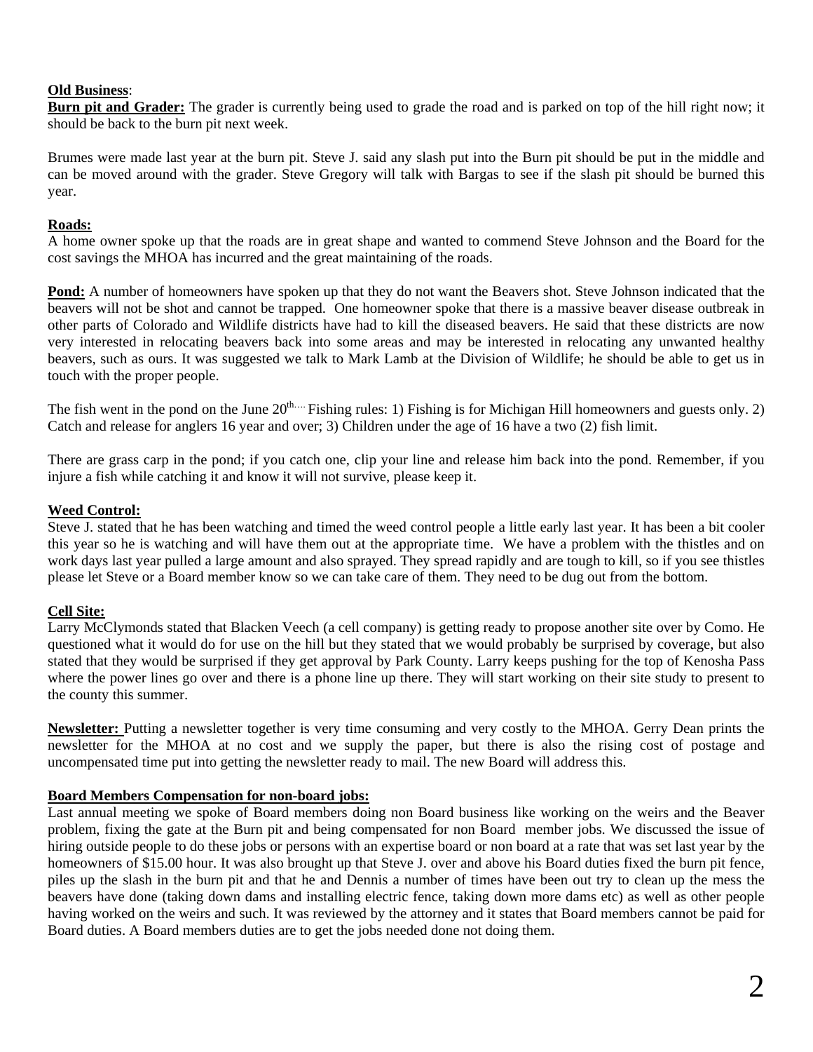**Old Business**:

**Burn pit and Grader:** The grader is currently being used to grade the road and is parked on top of the hill right now; it should be back to the burn pit next week.

Brumes were made last year at the burn pit. Steve J. said any slash put into the Burn pit should be put in the middle and can be moved around with the grader. Steve Gregory will talk with Bargas to see if the slash pit should be burned this year.

**Roads:**

A home owner spoke up that the roads are in great shape and wanted to commend Steve Johnson and the Board for the cost savings the MHOA has incurred and the great maintaining of the roads.

**Pond:** A number of homeowners have spoken up that they do not want the Beavers shot. Steve Johnson indicated that the beavers will not be shot and cannot be trapped. One homeowner spoke that there is a massive beaver disease outbreak in other parts of Colorado and Wildlife districts have had to kill the diseased beavers. He said that these districts are now very interested in relocating beavers back into some areas and may be interested in relocating any unwanted healthy beavers, such as ours. It was suggested we talk to Mark Lamb at the Division of Wildlife; he should be able to get us in touch with the proper people.

The fish went in the pond on the June 20th.... Fishing rules: 1) Fishing is for Michigan Hill homeowners and guests only. 2) Catch and release for anglers 16 year and over; 3) Children under the age of 16 have a two (2) fish limit.

There are grass carp in the pond; if you catch one, clip your line and release him back into the pond. Remember, if you injure a fish while catching it and know it will not survive, please keep it.

**Weed Control:**

Steve J. stated that he has been watching and timed the weed control people a little early last year. It has been a bit cooler this year so he is watching and will have them out at the appropriate time. We have a problem with the thistles and on work days last year pulled a large amount and also sprayed. They spread rapidly and are tough to kill, so if you see thistles please let Steve or a Board member know so we can take care of them. They need to be dug out from the bottom.

**Cell Site:**

Larry McClymonds stated that Blacken Veech (a cell company) is getting ready to propose another site over by Como. He questioned what it would do for use on the hill but they stated that we would probably be surprised by coverage, but also stated that they would be surprised if they get approval by Park County. Larry keeps pushing for the top of Kenosha Pass where the power lines go over and there is a phone line up there. They will start working on their site study to present to the county this summer.

**Newsletter:** Putting a newsletter together is very time consuming and very costly to the MHOA. Gerry Dean prints the newsletter for the MHOA at no cost and we supply the paper, but there is also the rising cost of postage and uncompensated time put into getting the newsletter ready to mail. The new Board will address this.

**Board Members Compensation for non-board jobs:**

Last annual meeting we spoke of Board members doing non Board business like working on the weirs and the Beaver problem, fixing the gate at the Burn pit and being compensated for non Board member jobs. We discussed the issue of hiring outside people to do these jobs or persons with an expertise board or non board at a rate that was set last year by the homeowners of $15.00 hour. It was also brought up that Steve J. over and above his Board duties fixed the burn pit fence, piles up the slash in the burn pit and that he and Dennis a number of times have been out try to clean up the mess the beavers have done (taking down dams and installing electric fence, taking down more dams etc) as well as other people having worked on the weirs and such. It was reviewed by the attorney and it states that Board members cannot be paid for Board duties. A Board members duties are to get the jobs needed done not doing them.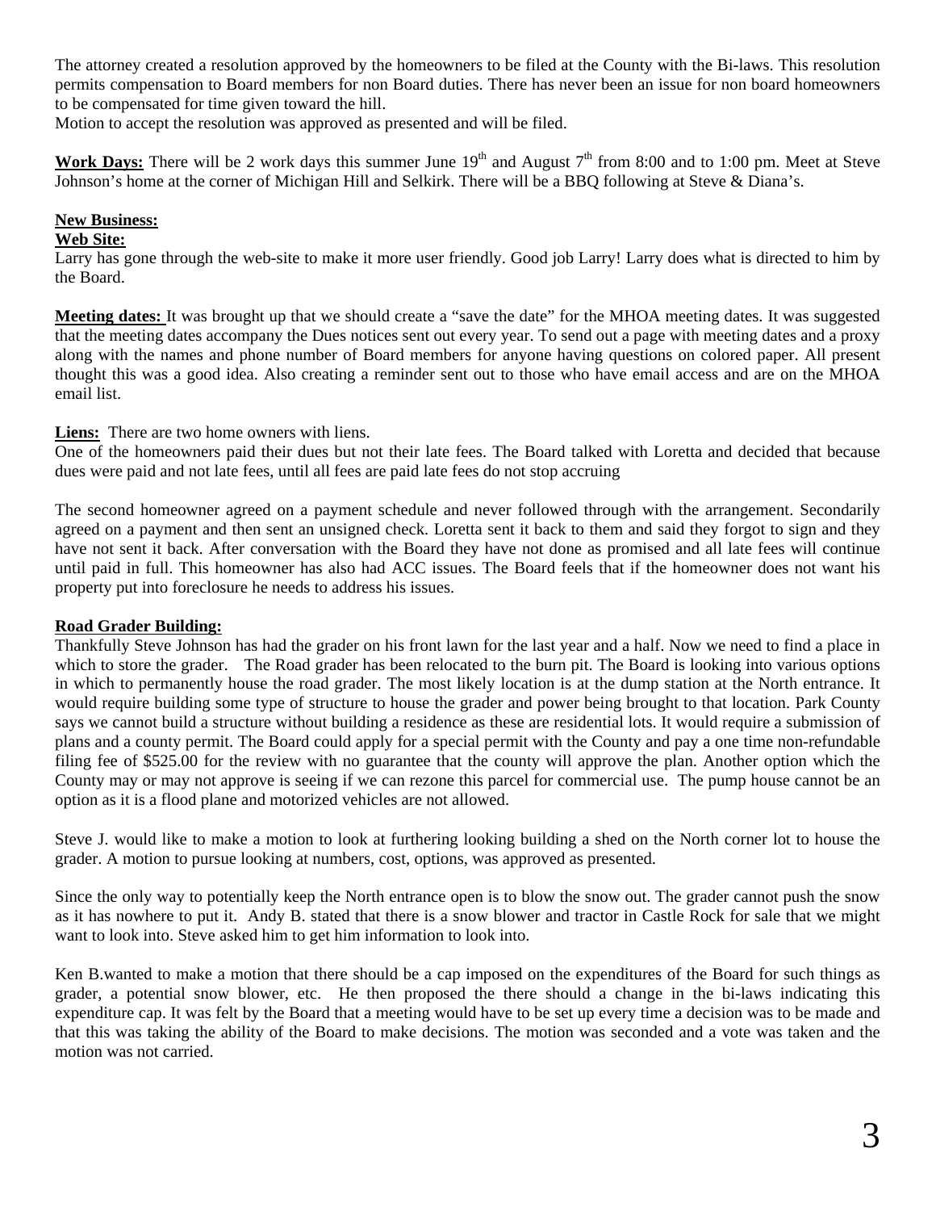The attorney created a resolution approved by the homeowners to be filed at the County with the Bi-laws. This resolution permits compensation to Board members for non Board duties. There has never been an issue for non board homeowners to be compensated for time given toward the hill.

Motion to accept the resolution was approved as presented and will be filed.

**Work Days:** There will be 2 work days this summer June 19th and August 7th from 8:00 and to 1:00 pm. Meet at Steve Johnson's home at the corner of Michigan Hill and Selkirk. There will be a BBQ following at Steve & Diana's.

**New Business:**

**Web Site:**

Larry has gone through the web-site to make it more user friendly. Good job Larry! Larry does what is directed to him by the Board.

**Meeting dates:** It was brought up that we should create a "save the date" for the MHOA meeting dates. It was suggested that the meeting dates accompany the Dues notices sent out every year. To send out a page with meeting dates and a proxy along with the names and phone number of Board members for anyone having questions on colored paper. All present thought this was a good idea. Also creating a reminder sent out to those who have email access and are on the MHOA email list.

**Liens:** There are two home owners with liens.

One of the homeowners paid their dues but not their late fees. The Board talked with Loretta and decided that because dues were paid and not late fees, until all fees are paid late fees do not stop accruing

The second homeowner agreed on a payment schedule and never followed through with the arrangement. Secondarily agreed on a payment and then sent an unsigned check. Loretta sent it back to them and said they forgot to sign and they have not sent it back. After conversation with the Board they have not done as promised and all late fees will continue until paid in full. This homeowner has also had ACC issues. The Board feels that if the homeowner does not want his property put into foreclosure he needs to address his issues.

**Road Grader Building:**

Thankfully Steve Johnson has had the grader on his front lawn for the last year and a half. Now we need to find a place in which to store the grader. The Road grader has been relocated to the burn pit. The Board is looking into various options in which to permanently house the road grader. The most likely location is at the dump station at the North entrance. It would require building some type of structure to house the grader and power being brought to that location. Park County says we cannot build a structure without building a residence as these are residential lots. It would require a submission of plans and a county permit. The Board could apply for a special permit with the County and pay a one time non-refundable filing fee of $525.00 for the review with no guarantee that the county will approve the plan. Another option which the County may or may not approve is seeing if we can rezone this parcel for commercial use. The pump house cannot be an option as it is a flood plane and motorized vehicles are not allowed.

Steve J. would like to make a motion to look at furthering looking building a shed on the North corner lot to house the grader. A motion to pursue looking at numbers, cost, options, was approved as presented.

Since the only way to potentially keep the North entrance open is to blow the snow out. The grader cannot push the snow as it has nowhere to put it. Andy B. stated that there is a snow blower and tractor in Castle Rock for sale that we might want to look into. Steve asked him to get him information to look into.

Ken B.wanted to make a motion that there should be a cap imposed on the expenditures of the Board for such things as grader, a potential snow blower, etc. He then proposed the there should a change in the bi-laws indicating this expenditure cap. It was felt by the Board that a meeting would have to be set up every time a decision was to be made and that this was taking the ability of the Board to make decisions. The motion was seconded and a vote was taken and the motion was not carried.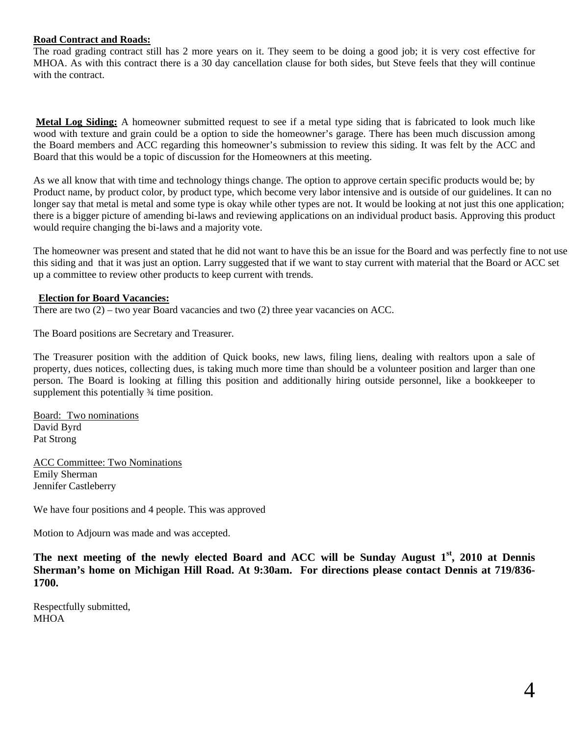**Road Contract and Roads:**

The road grading contract still has 2 more years on it. They seem to be doing a good job; it is very cost effective for MHOA. As with this contract there is a 30 day cancellation clause for both sides, but Steve feels that they will continue with the contract.

**Metal Log Siding:** A homeowner submitted request to see if a metal type siding that is fabricated to look much like wood with texture and grain could be a option to side the homeowner's garage. There has been much discussion among the Board members and ACC regarding this homeowner's submission to review this siding. It was felt by the ACC and Board that this would be a topic of discussion for the Homeowners at this meeting.

As we all know that with time and technology things change. The option to approve certain specific products would be; by Product name, by product color, by product type, which become very labor intensive and is outside of our guidelines. It can no longer say that metal is metal and some type is okay while other types are not. It would be looking at not just this one application; there is a bigger picture of amending bi-laws and reviewing applications on an individual product basis. Approving this product would require changing the bi-laws and a majority vote.

The homeowner was present and stated that he did not want to have this be an issue for the Board and was perfectly fine to not use this siding and that it was just an option. Larry suggested that if we want to stay current with material that the Board or ACC set up a committee to review other products to keep current with trends.

**Election for Board Vacancies:**

There are two (2) – two year Board vacancies and two (2) three year vacancies on ACC.

The Board positions are Secretary and Treasurer.

The Treasurer position with the addition of Quick books, new laws, filing liens, dealing with realtors upon a sale of property, dues notices, collecting dues, is taking much more time than should be a volunteer position and larger than one person. The Board is looking at filling this position and additionally hiring outside personnel, like a bookkeeper to supplement this potentially ¾ time position.

Board: Two nominations
David Byrd
Pat Strong

ACC Committee: Two Nominations
Emily Sherman
Jennifer Castleberry

We have four positions and 4 people. This was approved

Motion to Adjourn was made and was accepted.

**The next meeting of the newly elected Board and ACC will be Sunday August 1st, 2010 at Dennis Sherman's home on Michigan Hill Road. At 9:30am. For directions please contact Dennis at 719/836-1700.**

Respectfully submitted,
MHOA